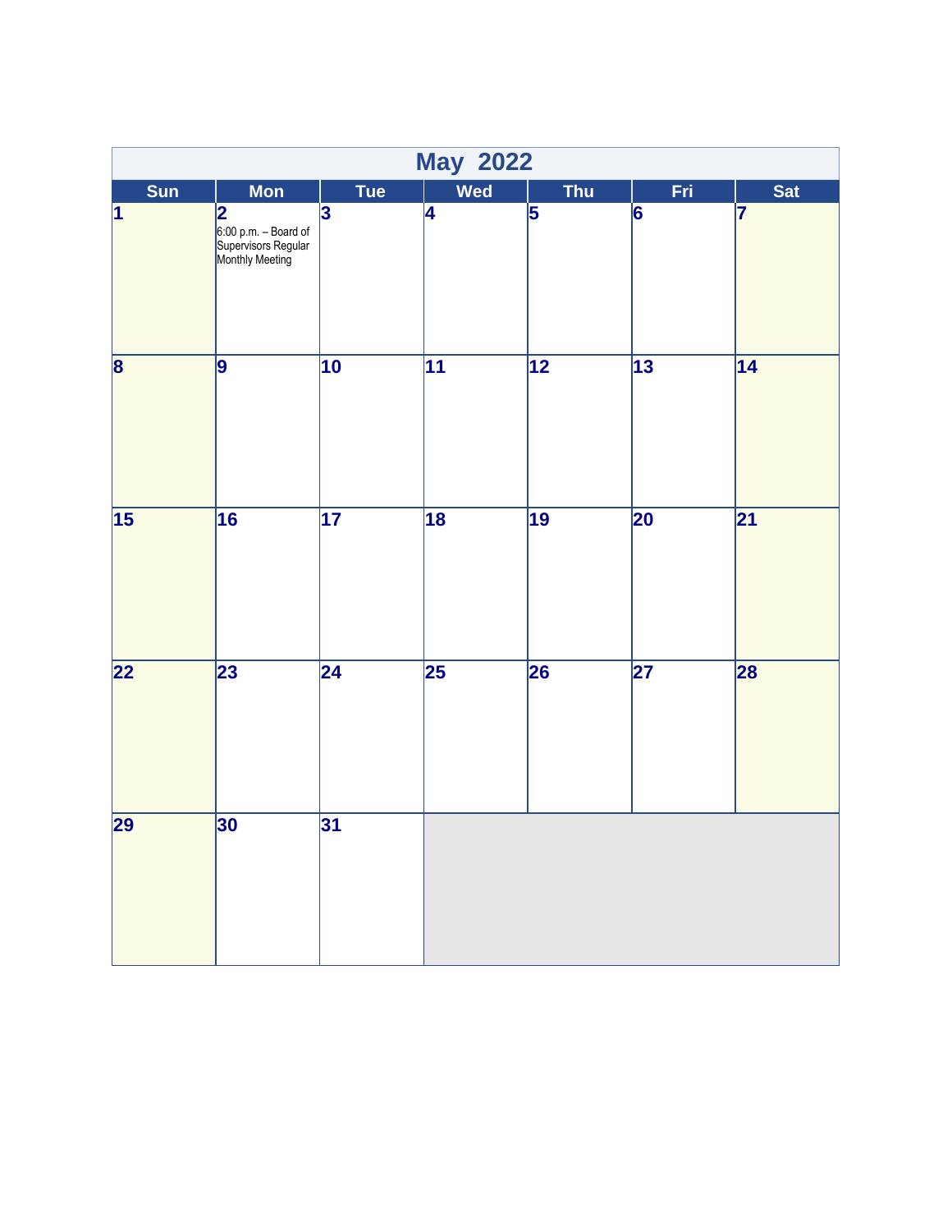# May 2022

| Sun | Mon | Tue | Wed | Thu | Fri | Sat |
|---|---|---|---|---|---|---|
| 1 | 2<br>6:00 p.m. – Board of Supervisors Regular Monthly Meeting | 3 | 4 | 5 | 6 | 7 |
| 8 | 9 | 10 | 11 | 12 | 13 | 14 |
| 15 | 16 | 17 | 18 | 19 | 20 | 21 |
| 22 | 23 | 24 | 25 | 26 | 27 | 28 |
| 29 | 30 | 31 | | | | |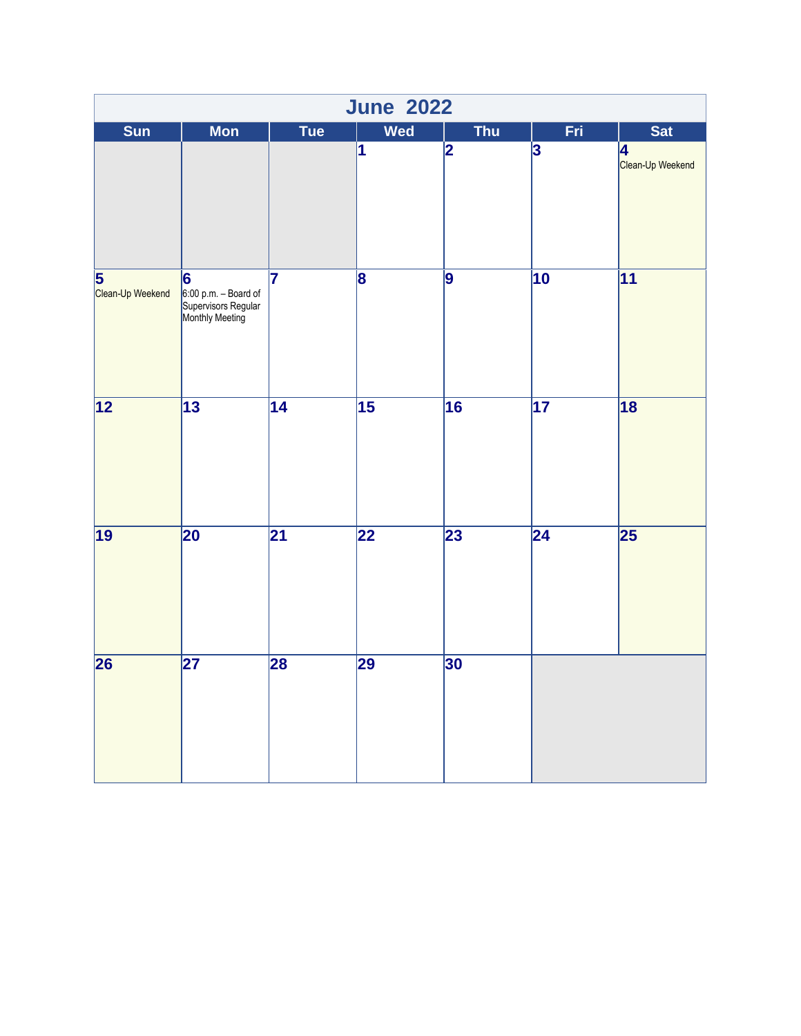# June 2022

| Sun | Mon | Tue | Wed | Thu | Fri | Sat |
|---|---|---|---|---|---|---|
| | | | 1 | 2 | 3 | 4 Clean-Up Weekend |
| 5 Clean-Up Weekend | 6 6:00 p.m. – Board of Supervisors Regular Monthly Meeting | 7 | 8 | 9 | 10 | 11 |
| 12 | 13 | 14 | 15 | 16 | 17 | 18 |
| 19 | 20 | 21 | 22 | 23 | 24 | 25 |
| 26 | 27 | 28 | 29 | 30 | | |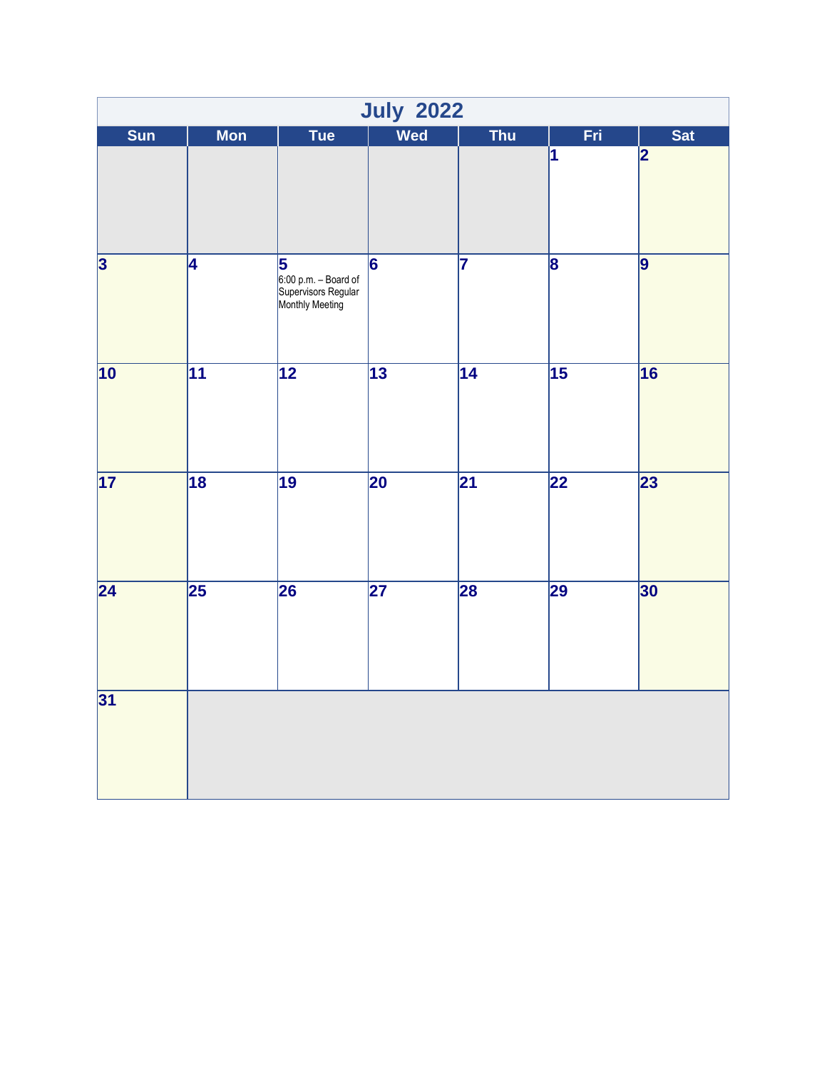# July 2022

| Sun | Mon | Tue | Wed | Thu | Fri | Sat |
|---|---|---|---|---|---|---|
| | | | | | 1 | 2 |
| 3 | 4 | 5<br>6:00 p.m. – Board of Supervisors Regular Monthly Meeting | 6 | 7 | 8 | 9 |
| 10 | 11 | 12 | 13 | 14 | 15 | 16 |
| 17 | 18 | 19 | 20 | 21 | 22 | 23 |
| 24 | 25 | 26 | 27 | 28 | 29 | 30 |
| 31 | | | | | | |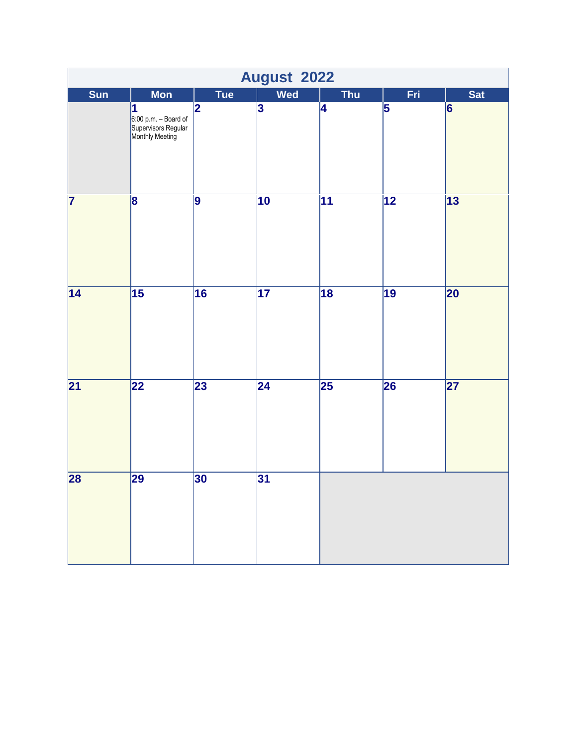# August 2022

| Sun | Mon | Tue | Wed | Thu | Fri | Sat |
|---|---|---|---|---|---|---|
| | 1 6:00 p.m. – Board of Supervisors Regular Monthly Meeting | 2 | 3 | 4 | 5 | 6 |
| 7 | 8 | 9 | 10 | 11 | 12 | 13 |
| 14 | 15 | 16 | 17 | 18 | 19 | 20 |
| 21 | 22 | 23 | 24 | 25 | 26 | 27 |
| 28 | 29 | 30 | 31 | | | |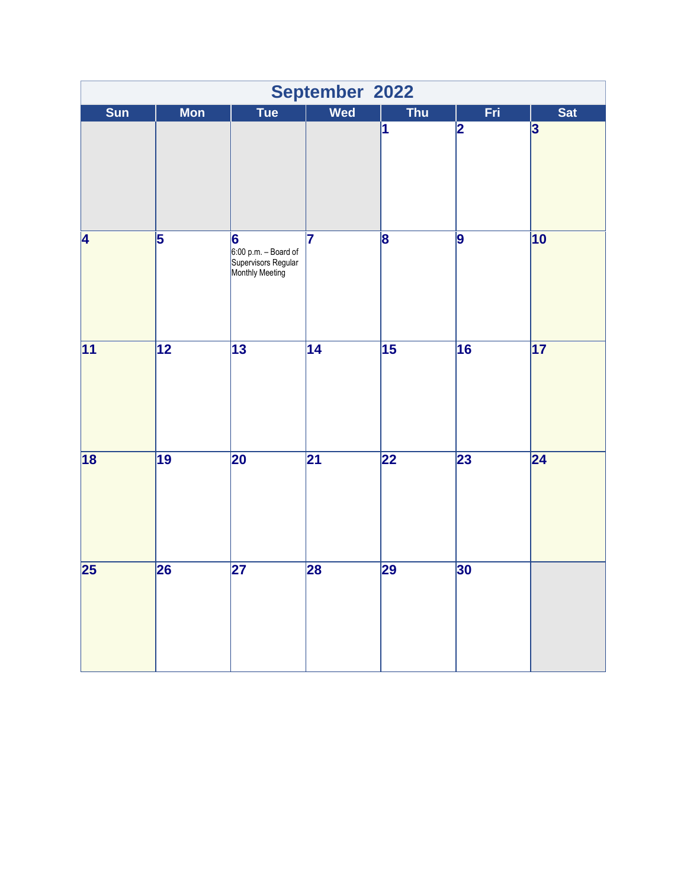# September 2022

| Sun | Mon | Tue | Wed | Thu | Fri | Sat |
|---|---|---|---|---|---|---|
| | | | | 1 | 2 | 3 |
| 4 | 5 | 6<br>6:00 p.m. – Board of Supervisors Regular Monthly Meeting | 7 | 8 | 9 | 10 |
| 11 | 12 | 13 | 14 | 15 | 16 | 17 |
| 18 | 19 | 20 | 21 | 22 | 23 | 24 |
| 25 | 26 | 27 | 28 | 29 | 30 | |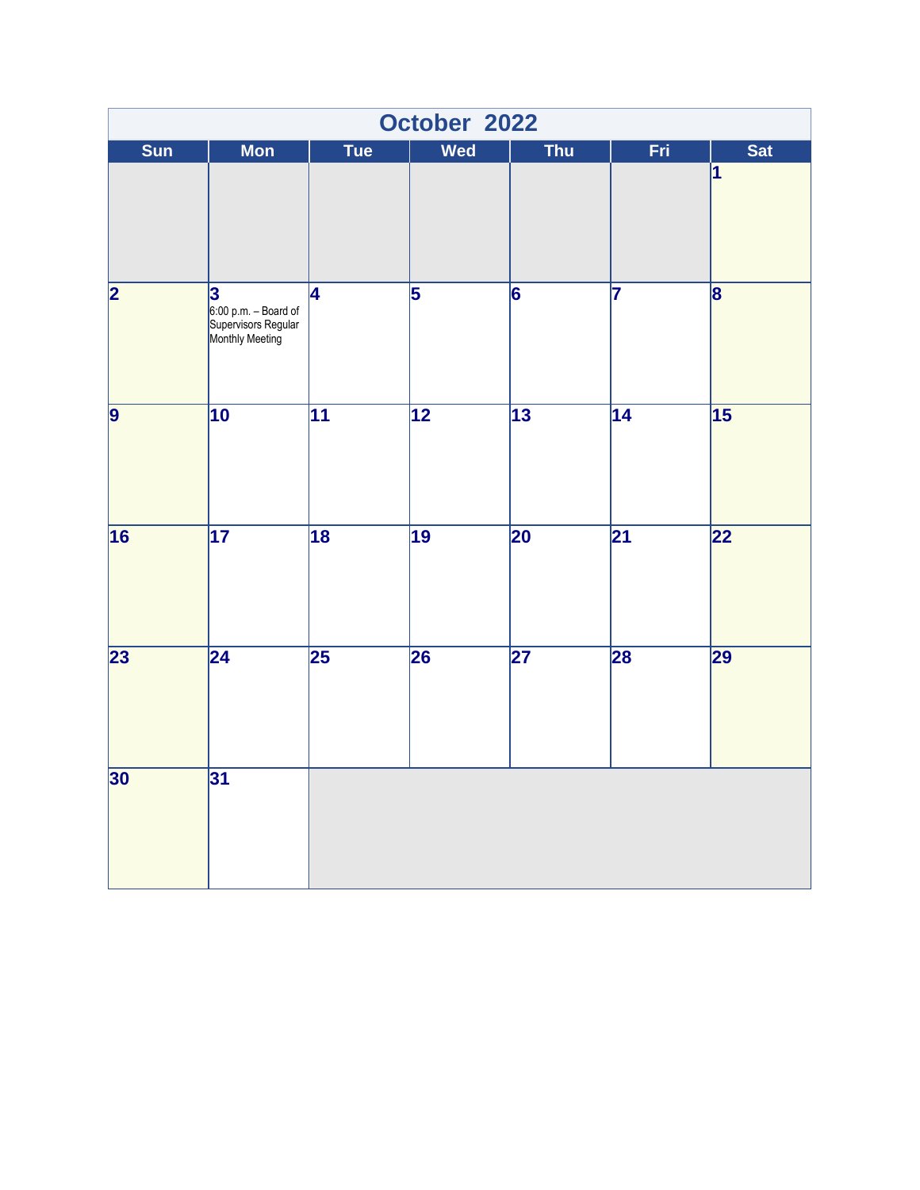# October 2022

| Sun | Mon | Tue | Wed | Thu | Fri | Sat |
|---|---|---|---|---|---|---|
| | | | | | | 1 |
| 2 | 3<br>6:00 p.m. – Board of Supervisors Regular Monthly Meeting | 4 | 5 | 6 | 7 | 8 |
| 9 | 10 | 11 | 12 | 13 | 14 | 15 |
| 16 | 17 | 18 | 19 | 20 | 21 | 22 |
| 23 | 24 | 25 | 26 | 27 | 28 | 29 |
| 30 | 31 | | | | | |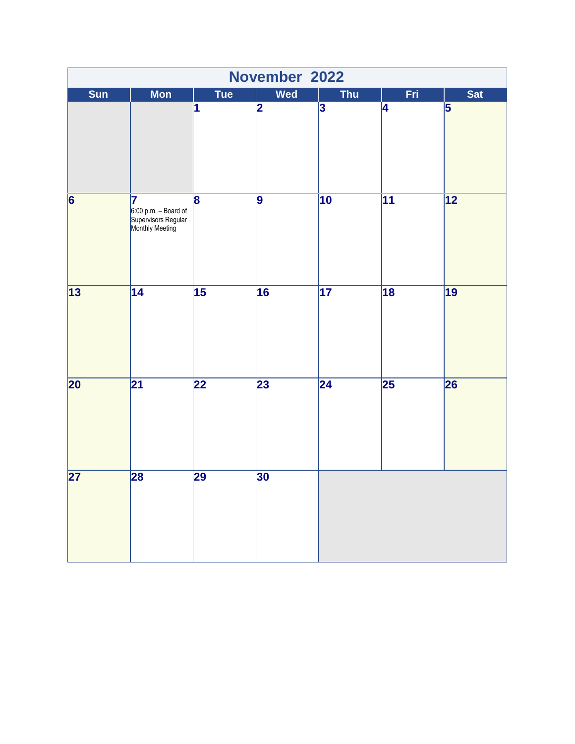# November 2022

| Sun | Mon | Tue | Wed | Thu | Fri | Sat |
|---|---|---|---|---|---|---|
| | | 1 | 2 | 3 | 4 | 5 |
| 6 | 7 6:00 p.m. – Board of Supervisors Regular Monthly Meeting | 8 | 9 | 10 | 11 | 12 |
| 13 | 14 | 15 | 16 | 17 | 18 | 19 |
| 20 | 21 | 22 | 23 | 24 | 25 | 26 |
| 27 | 28 | 29 | 30 | | | |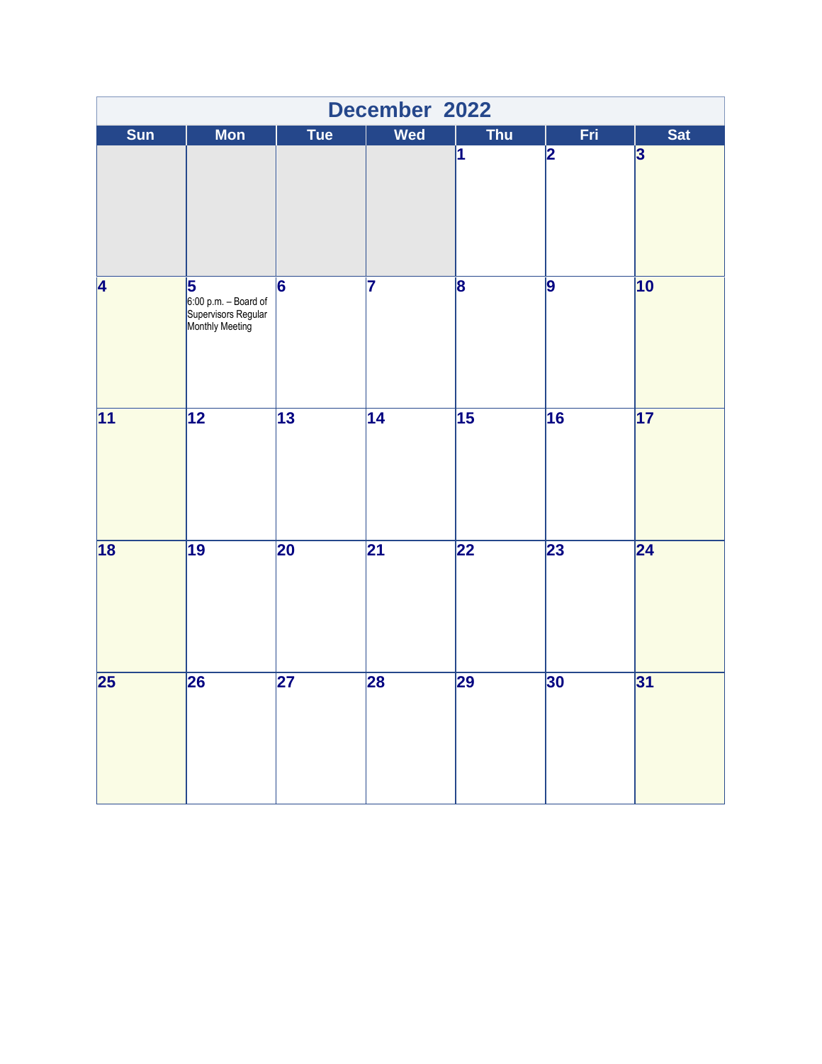# December 2022

| Sun | Mon | Tue | Wed | Thu | Fri | Sat |
|---|---|---|---|---|---|---|
| | | | | 1 | 2 | 3 |
| 4 | 5 6:00 p.m. – Board of Supervisors Regular Monthly Meeting | 6 | 7 | 8 | 9 | 10 |
| 11 | 12 | 13 | 14 | 15 | 16 | 17 |
| 18 | 19 | 20 | 21 | 22 | 23 | 24 |
| 25 | 26 | 27 | 28 | 29 | 30 | 31 |